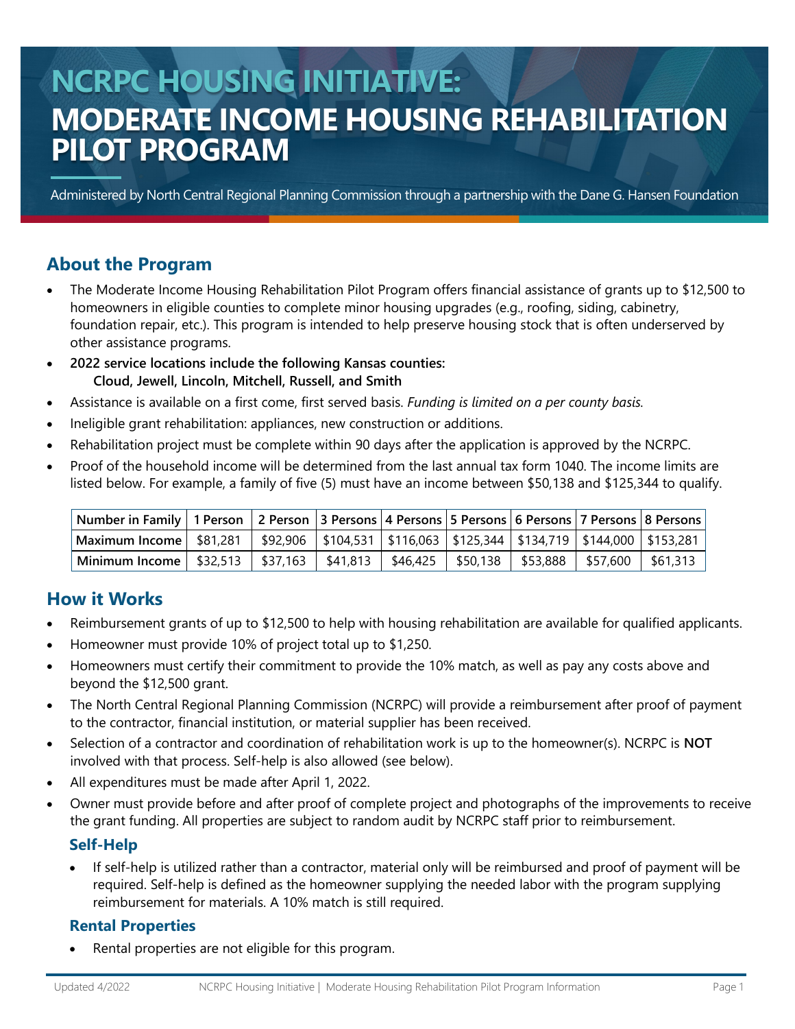# NCRPC HOUSING INITIATIVE: MODERATE INCOME HOUSING REHABILITATION PILOT PROGRAM

Administered by North Central Regional Planning Commission through a partnership with the Dane G. Hansen Foundation

## About the Program

- The Moderate Income Housing Rehabilitation Pilot Program offers financial assistance of grants up to $12,500 to homeowners in eligible counties to complete minor housing upgrades (e.g., roofing, siding, cabinetry, foundation repair, etc.). This program is intended to help preserve housing stock that is often underserved by other assistance programs.
- **2022 service locations include the following Kansas counties:**
  **Cloud, Jewell, Lincoln, Mitchell, Russell, and Smith**
- Assistance is available on a first come, first served basis. *Funding is limited on a per county basis.*
- Ineligible grant rehabilitation: appliances, new construction or additions.
- Rehabilitation project must be complete within 90 days after the application is approved by the NCRPC.
- Proof of the household income will be determined from the last annual tax form 1040. The income limits are listed below. For example, a family of five (5) must have an income between $50,138 and $125,344 to qualify.

| Number in Family | 1 Person | 2 Person | 3 Persons | 4 Persons | 5 Persons | 6 Persons | 7 Persons | 8 Persons |
|---|---|---|---|---|---|---|---|---|
| Maximum Income | $81,281 | $92,906 | $104,531 | $116,063 | $125,344 | $134,719 | $144,000 | $153,281 |
| Minimum Income | $32,513 | $37,163 | $41,813 | $46,425 | $50,138 | $53,888 | $57,600 | $61,313 |

## How it Works

- Reimbursement grants of up to $12,500 to help with housing rehabilitation are available for qualified applicants.
- Homeowner must provide 10% of project total up to $1,250.
- Homeowners must certify their commitment to provide the 10% match, as well as pay any costs above and beyond the $12,500 grant.
- The North Central Regional Planning Commission (NCRPC) will provide a reimbursement after proof of payment to the contractor, financial institution, or material supplier has been received.
- Selection of a contractor and coordination of rehabilitation work is up to the homeowner(s). NCRPC is **NOT** involved with that process. Self-help is also allowed (see below).
- All expenditures must be made after April 1, 2022.
- Owner must provide before and after proof of complete project and photographs of the improvements to receive the grant funding. All properties are subject to random audit by NCRPC staff prior to reimbursement.

### Self-Help

- If self-help is utilized rather than a contractor, material only will be reimbursed and proof of payment will be required. Self-help is defined as the homeowner supplying the needed labor with the program supplying reimbursement for materials. A 10% match is still required.

### Rental Properties

- Rental properties are not eligible for this program.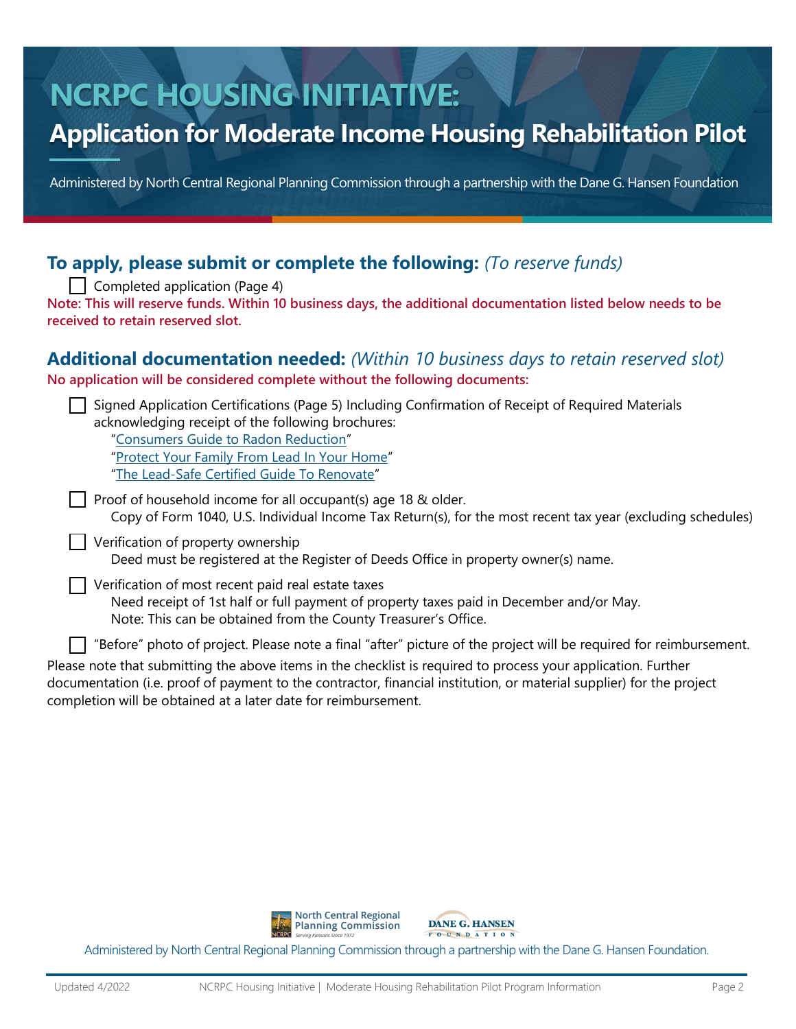# NCRPC HOUSING INITIATIVE:

## Application for Moderate Income Housing Rehabilitation Pilot

Administered by North Central Regional Planning Commission through a partnership with the Dane G. Hansen Foundation

### To apply, please submit or complete the following: *(To reserve funds)*

- [ ] Completed application (Page 4)

**Note: This will reserve funds. Within 10 business days, the additional documentation listed below needs to be received to retain reserved slot.**

### Additional documentation needed: *(Within 10 business days to retain reserved slot)*

**No application will be considered complete without the following documents:**

- [ ] Signed Application Certifications (Page 5) Including Confirmation of Receipt of Required Materials acknowledging receipt of the following brochures:
  "Consumers Guide to Radon Reduction"
  "Protect Your Family From Lead In Your Home"
  "The Lead-Safe Certified Guide To Renovate"
- [ ] Proof of household income for all occupant(s) age 18 & older.
  Copy of Form 1040, U.S. Individual Income Tax Return(s), for the most recent tax year (excluding schedules)
- [ ] Verification of property ownership
  Deed must be registered at the Register of Deeds Office in property owner(s) name.
- [ ] Verification of most recent paid real estate taxes
  Need receipt of 1st half or full payment of property taxes paid in December and/or May.
  Note: This can be obtained from the County Treasurer's Office.
- [ ] "Before" photo of project. Please note a final "after" picture of the project will be required for reimbursement.

Please note that submitting the above items in the checklist is required to process your application. Further documentation (i.e. proof of payment to the contractor, financial institution, or material supplier) for the project completion will be obtained at a later date for reimbursement.

North Central Regional Planning Commission — Serving Kansans Since 1972
Dane G. Hansen Foundation

Administered by North Central Regional Planning Commission through a partnership with the Dane G. Hansen Foundation.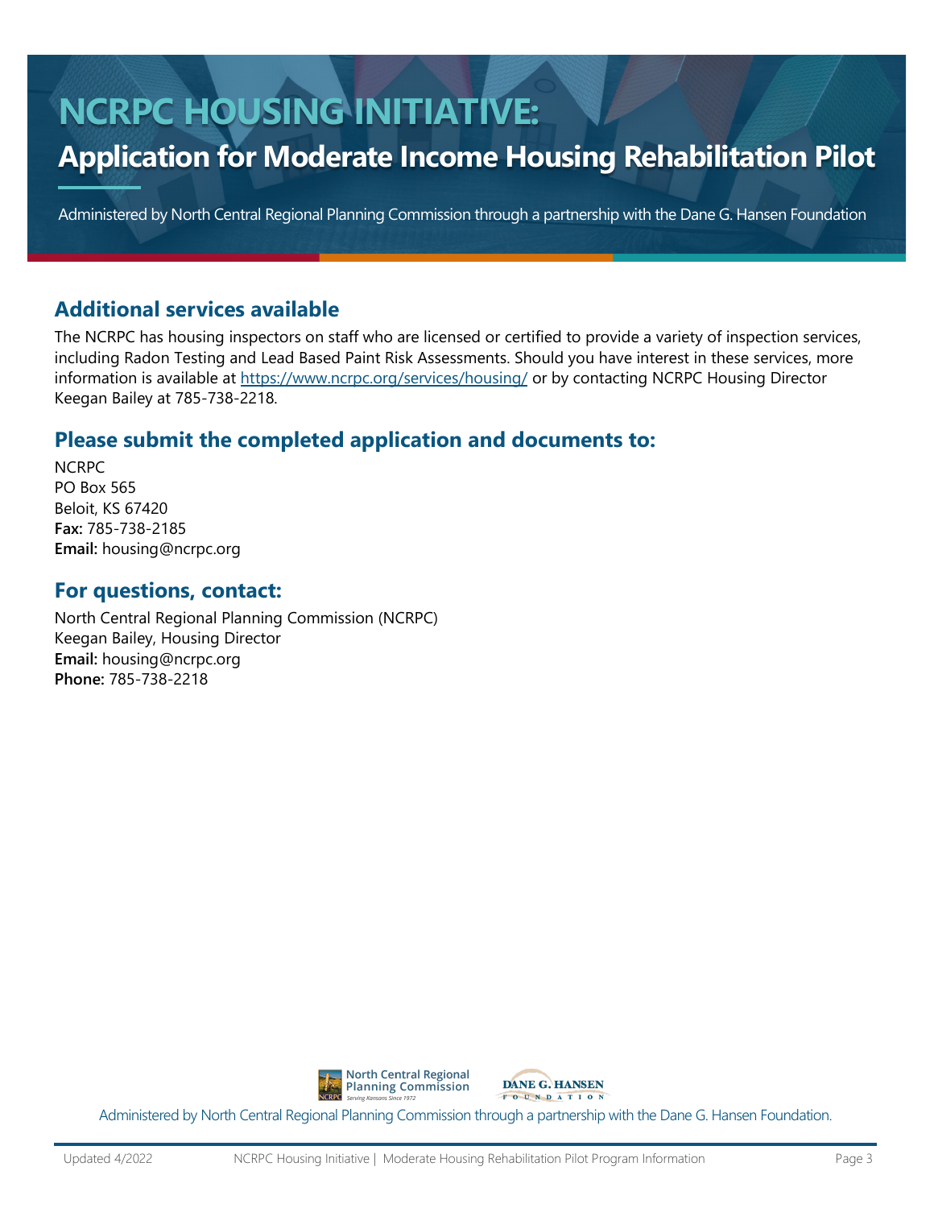# NCRPC HOUSING INITIATIVE:

## Application for Moderate Income Housing Rehabilitation Pilot

Administered by North Central Regional Planning Commission through a partnership with the Dane G. Hansen Foundation

### Additional services available

The NCRPC has housing inspectors on staff who are licensed or certified to provide a variety of inspection services, including Radon Testing and Lead Based Paint Risk Assessments. Should you have interest in these services, more information is available at https://www.ncrpc.org/services/housing/ or by contacting NCRPC Housing Director Keegan Bailey at 785-738-2218.

### Please submit the completed application and documents to:

NCRPC
PO Box 565
Beloit, KS 67420
**Fax:** 785-738-2185
**Email:** housing@ncrpc.org

### For questions, contact:

North Central Regional Planning Commission (NCRPC)
Keegan Bailey, Housing Director
**Email:** housing@ncrpc.org
**Phone:** 785-738-2218

North Central Regional Planning Commission — Serving Kansans Since 1972
DANE G. HANSEN FOUNDATION

Administered by North Central Regional Planning Commission through a partnership with the Dane G. Hansen Foundation.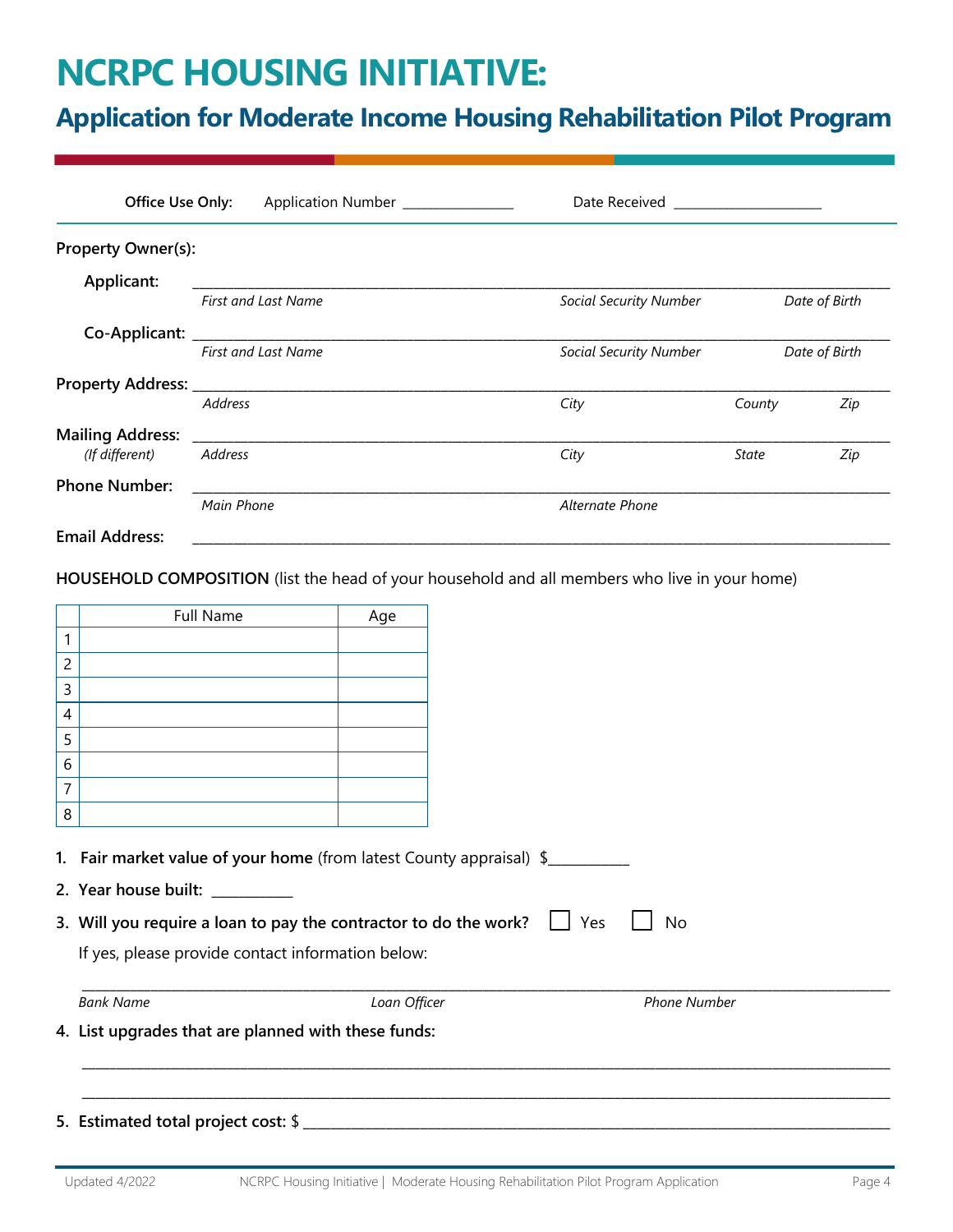# NCRPC HOUSING INITIATIVE:

## Application for Moderate Income Housing Rehabilitation Pilot Program

**Office Use Only:** Application Number _______________ Date Received ____________________

**Property Owner(s):**

**Applicant:** ____________________________________________________________________________

*First and Last Name* *Social Security Number* *Date of Birth*

**Co-Applicant:** __________________________________________________________________________

*First and Last Name* *Social Security Number* *Date of Birth*

**Property Address:** _______________________________________________________________________

*Address* *City* *County* *Zip*

**Mailing Address:** ________________________________________________________________________
*(If different)* *Address* *City* *State* *Zip*

**Phone Number:** _________________________________________________________________________

*Main Phone* *Alternate Phone*

**Email Address:** _________________________________________________________________________

**HOUSEHOLD COMPOSITION** (list the head of your household and all members who live in your home)

| | Full Name | Age |
|---|---|---|
| 1 | | |
| 2 | | |
| 3 | | |
| 4 | | |
| 5 | | |
| 6 | | |
| 7 | | |
| 8 | | |

1. **Fair market value of your home** (from latest County appraisal) $__________
2. **Year house built:** __________
3. **Will you require a loan to pay the contractor to do the work?** ☐ Yes ☐ No

   If yes, please provide contact information below:

   ____________________________________________________________________________________

   *Bank Name* *Loan Officer* *Phone Number*
4. **List upgrades that are planned with these funds:**

   ____________________________________________________________________________________

   ____________________________________________________________________________________
5. **Estimated total project cost:** $ ___________________________________________________________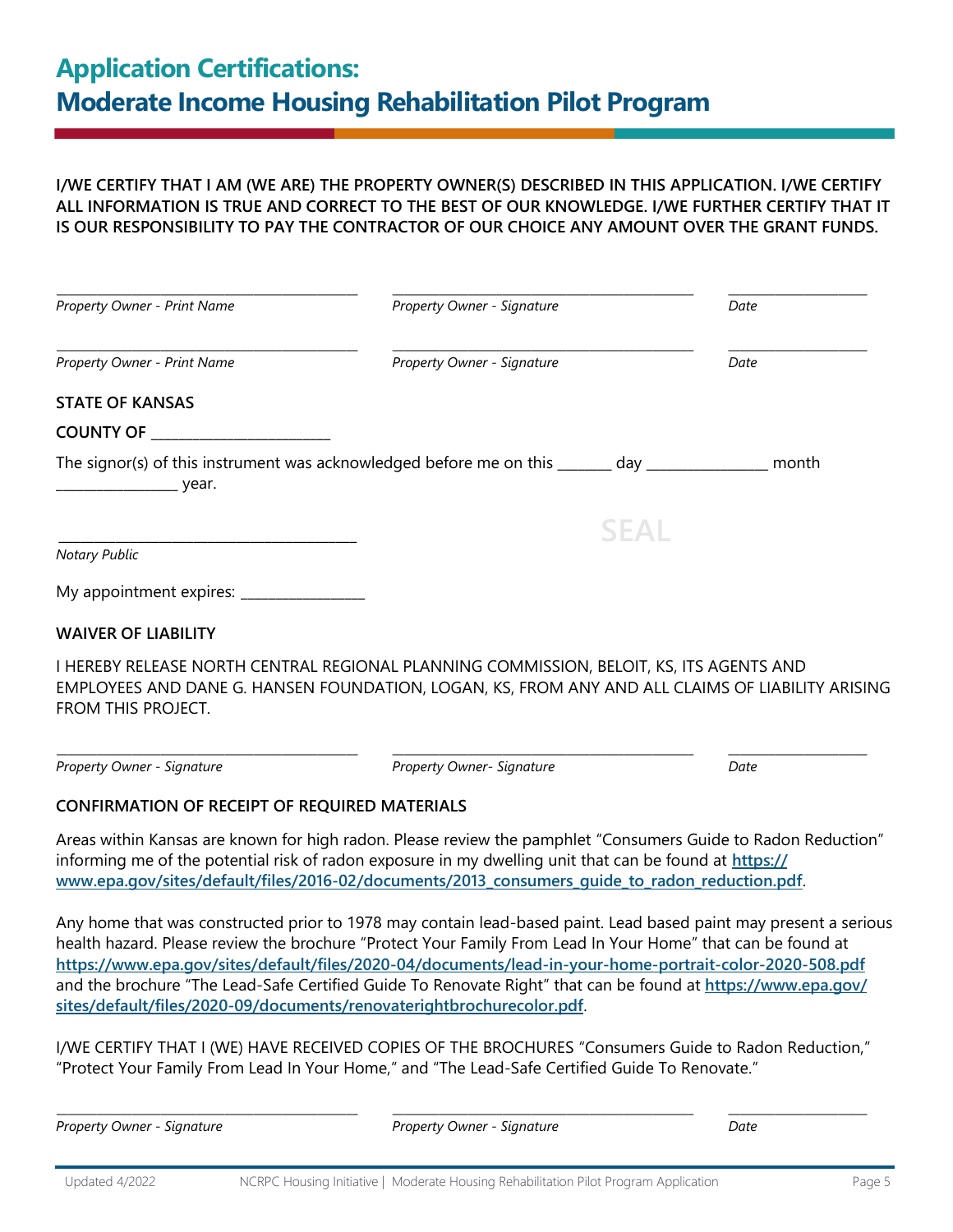# Application Certifications:
# Moderate Income Housing Rehabilitation Pilot Program

**I/WE CERTIFY THAT I AM (WE ARE) THE PROPERTY OWNER(S) DESCRIBED IN THIS APPLICATION. I/WE CERTIFY ALL INFORMATION IS TRUE AND CORRECT TO THE BEST OF OUR KNOWLEDGE. I/WE FURTHER CERTIFY THAT IT IS OUR RESPONSIBILITY TO PAY THE CONTRACTOR OF OUR CHOICE ANY AMOUNT OVER THE GRANT FUNDS.**

| | | |
|---|---|---|
| ______________________________ | ______________________________ | ______________ |
| *Property Owner - Print Name* | *Property Owner - Signature* | *Date* |
| ______________________________ | ______________________________ | ______________ |
| *Property Owner - Print Name* | *Property Owner - Signature* | *Date* |

**STATE OF KANSAS**

**COUNTY OF** ____________________

The signor(s) of this instrument was acknowledged before me on this _______ day ______________ month ______________ year.

______________________________

*Notary Public*

SEAL

My appointment expires: ______________

**WAIVER OF LIABILITY**

I HEREBY RELEASE NORTH CENTRAL REGIONAL PLANNING COMMISSION, BELOIT, KS, ITS AGENTS AND EMPLOYEES AND DANE G. HANSEN FOUNDATION, LOGAN, KS, FROM ANY AND ALL CLAIMS OF LIABILITY ARISING FROM THIS PROJECT.

| | | |
|---|---|---|
| ______________________________ | ______________________________ | ______________ |
| *Property Owner - Signature* | *Property Owner- Signature* | *Date* |

**CONFIRMATION OF RECEIPT OF REQUIRED MATERIALS**

Areas within Kansas are known for high radon. Please review the pamphlet "Consumers Guide to Radon Reduction" informing me of the potential risk of radon exposure in my dwelling unit that can be found at **https://www.epa.gov/sites/default/files/2016-02/documents/2013_consumers_guide_to_radon_reduction.pdf**.

Any home that was constructed prior to 1978 may contain lead-based paint. Lead based paint may present a serious health hazard. Please review the brochure "Protect Your Family From Lead In Your Home" that can be found at **https://www.epa.gov/sites/default/files/2020-04/documents/lead-in-your-home-portrait-color-2020-508.pdf** and the brochure "The Lead-Safe Certified Guide To Renovate Right" that can be found at **https://www.epa.gov/sites/default/files/2020-09/documents/renovaterightbrochurecolor.pdf**.

I/WE CERTIFY THAT I (WE) HAVE RECEIVED COPIES OF THE BROCHURES "Consumers Guide to Radon Reduction," "Protect Your Family From Lead In Your Home," and "The Lead-Safe Certified Guide To Renovate."

| | | |
|---|---|---|
| ______________________________ | ______________________________ | ______________ |
| *Property Owner - Signature* | *Property Owner - Signature* | *Date* |